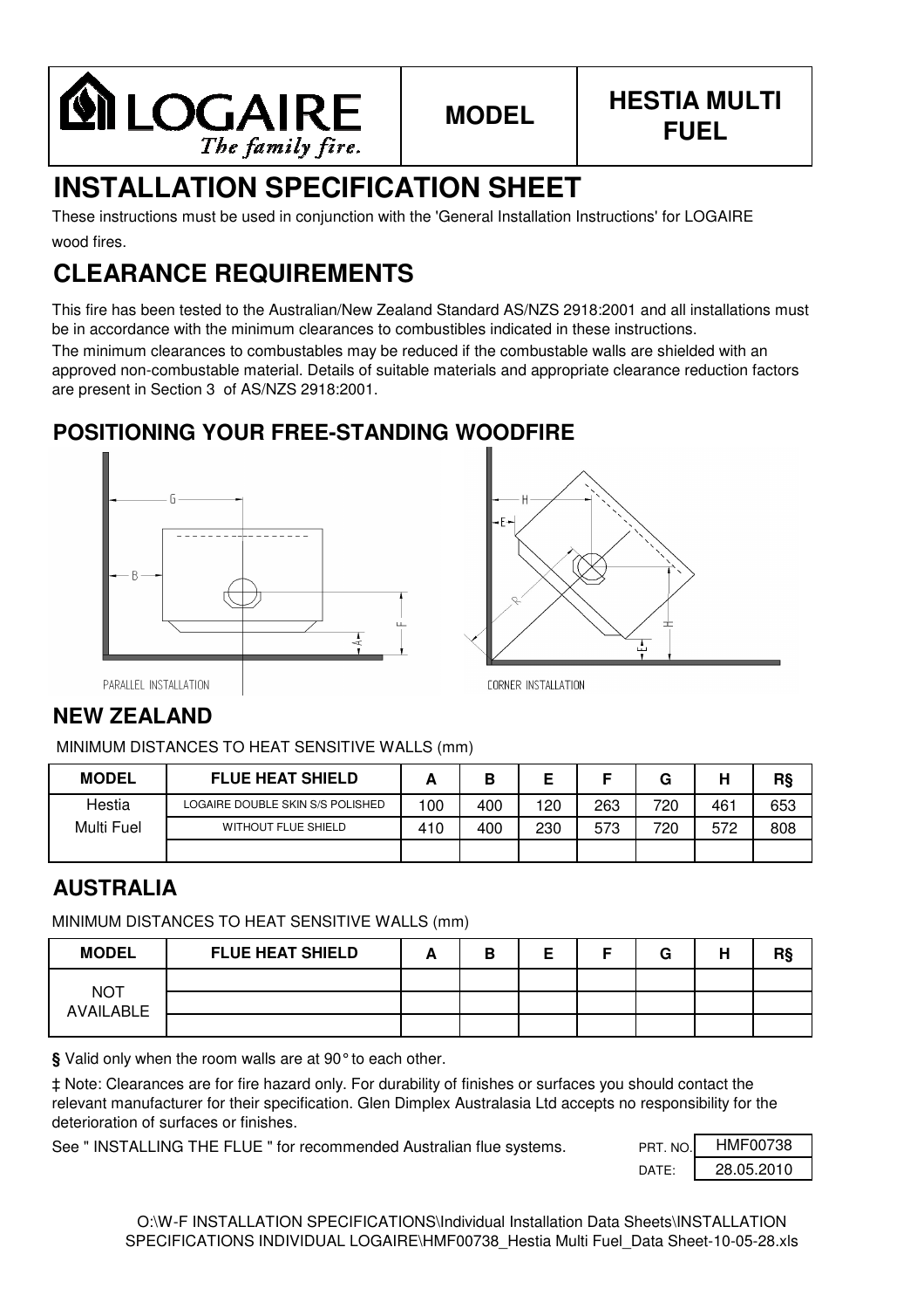| LOGAIRE The family fire. | MODEL | HESTIA MULTI FUEL |
|---|---|---|

# INSTALLATION SPECIFICATION SHEET

These instructions must be used in conjunction with the 'General Installation Instructions' for LOGAIRE wood fires.

# CLEARANCE REQUIREMENTS

This fire has been tested to the Australian/New Zealand Standard AS/NZS 2918:2001 and all installations must be in accordance with the minimum clearances to combustibles indicated in these instructions.

The minimum clearances to combustables may be reduced if the combustable walls are shielded with an approved non-combustable material. Details of suitable materials and appropriate clearance reduction factors are present in Section 3 of AS/NZS 2918:2001.

## POSITIONING YOUR FREE-STANDING WOODFIRE

PARALLEL INSTALLATION

CORNER INSTALLATION

## NEW ZEALAND

MINIMUM DISTANCES TO HEAT SENSITIVE WALLS (mm)

| MODEL | FLUE HEAT SHIELD | A | B | E | F | G | H | R§ |
|---|---|---|---|---|---|---|---|---|
| Hestia | LOGAIRE DOUBLE SKIN S/S POLISHED | 100 | 400 | 120 | 263 | 720 | 461 | 653 |
| Multi Fuel | WITHOUT FLUE SHIELD | 410 | 400 | 230 | 573 | 720 | 572 | 808 |
| | | | | | | | | |

## AUSTRALIA

MINIMUM DISTANCES TO HEAT SENSITIVE WALLS (mm)

| MODEL | FLUE HEAT SHIELD | A | B | E | F | G | H | R§ |
|---|---|---|---|---|---|---|---|---|
| NOT AVAILABLE | | | | | | | | |
| | | | | | | | | |
| | | | | | | | | |

**§** Valid only when the room walls are at 90° to each other.

‡ Note: Clearances are for fire hazard only. For durability of finishes or surfaces you should contact the relevant manufacturer for their specification. Glen Dimplex Australasia Ltd accepts no responsibility for the deterioration of surfaces or finishes.

See " INSTALLING THE FLUE " for recommended Australian flue systems.

| PRT. NO. | HMF00738 |
|---|---|
| DATE: | 28.05.2010 |

O:\W-F INSTALLATION SPECIFICATIONS\Individual Installation Data Sheets\INSTALLATION SPECIFICATIONS INDIVIDUAL LOGAIRE\HMF00738_Hestia Multi Fuel_Data Sheet-10-05-28.xls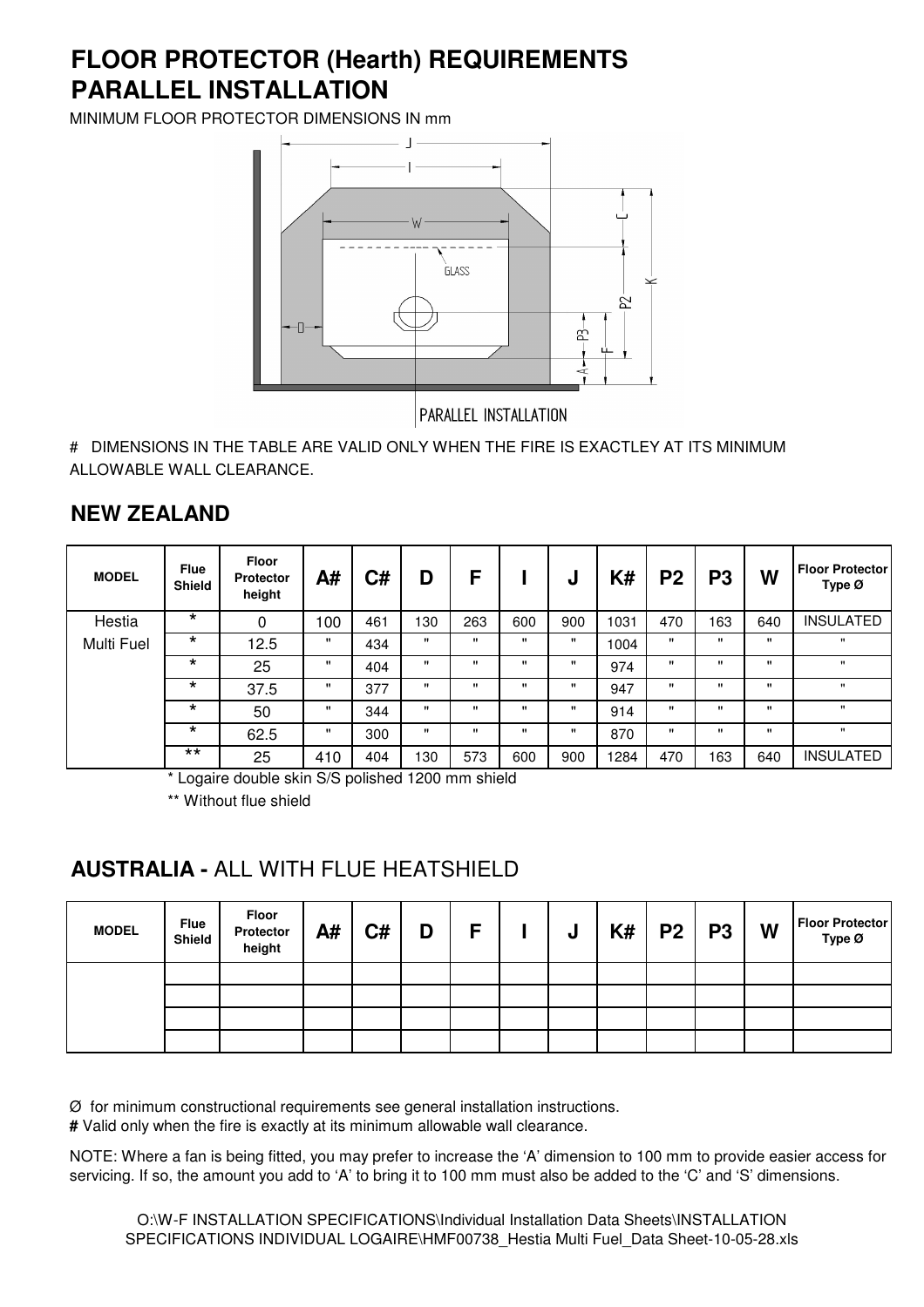# FLOOR PROTECTOR (Hearth) REQUIREMENTS
# PARALLEL INSTALLATION

MINIMUM FLOOR PROTECTOR DIMENSIONS IN mm

PARALLEL INSTALLATION

# DIMENSIONS IN THE TABLE ARE VALID ONLY WHEN THE FIRE IS EXACTLEY AT ITS MINIMUM ALLOWABLE WALL CLEARANCE.

## NEW ZEALAND

| MODEL | Flue Shield | Floor Protector height | A# | C# | D | F | I | J | K# | P2 | P3 | W | Floor Protector Type Ø |
|---|---|---|---|---|---|---|---|---|---|---|---|---|---|
| Hestia Multi Fuel | * | 0 | 100 | 461 | 130 | 263 | 600 | 900 | 1031 | 470 | 163 | 640 | INSULATED |
| | * | 12.5 | " | 434 | " | " | " | " | 1004 | " | " | " | " |
| | * | 25 | " | 404 | " | " | " | " | 974 | " | " | " | " |
| | * | 37.5 | " | 377 | " | " | " | " | 947 | " | " | " | " |
| | * | 50 | " | 344 | " | " | " | " | 914 | " | " | " | " |
| | * | 62.5 | " | 300 | " | " | " | " | 870 | " | " | " | " |
| | ** | 25 | 410 | 404 | 130 | 573 | 600 | 900 | 1284 | 470 | 163 | 640 | INSULATED |

* Logaire double skin S/S polished 1200 mm shield

** Without flue shield

## AUSTRALIA - ALL WITH FLUE HEATSHIELD

| MODEL | Flue Shield | Floor Protector height | A# | C# | D | F | I | J | K# | P2 | P3 | W | Floor Protector Type Ø |
|---|---|---|---|---|---|---|---|---|---|---|---|---|---|
| | | | | | | | | | | | | | |
| | | | | | | | | | | | | | |
| | | | | | | | | | | | | | |
| | | | | | | | | | | | | | |

Ø for minimum constructional requirements see general installation instructions.

**#** Valid only when the fire is exactly at its minimum allowable wall clearance.

NOTE: Where a fan is being fitted, you may prefer to increase the 'A' dimension to 100 mm to provide easier access for servicing. If so, the amount you add to 'A' to bring it to 100 mm must also be added to the 'C' and 'S' dimensions.

O:\W-F INSTALLATION SPECIFICATIONS\Individual Installation Data Sheets\INSTALLATION SPECIFICATIONS INDIVIDUAL LOGAIRE\HMF00738_Hestia Multi Fuel_Data Sheet-10-05-28.xls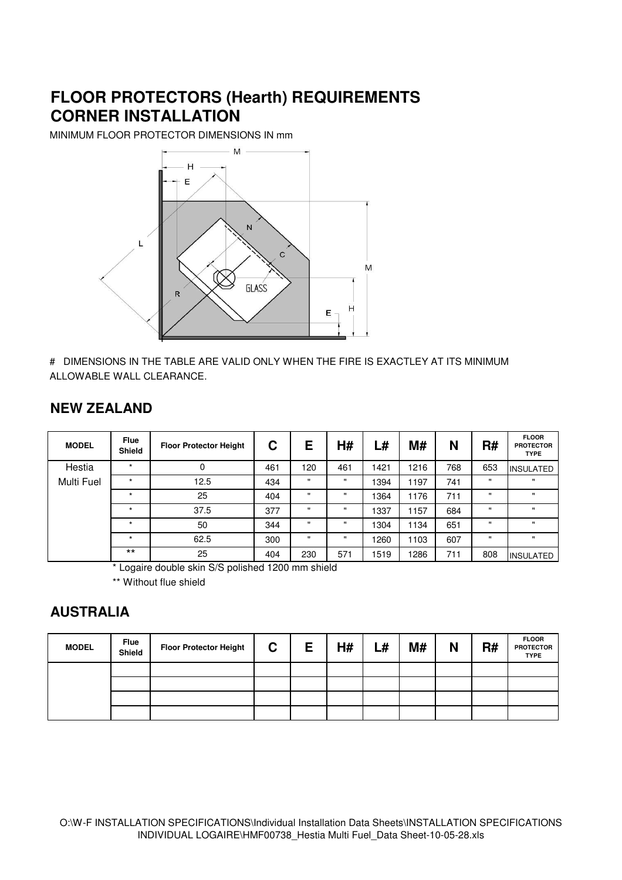# FLOOR PROTECTORS (Hearth) REQUIREMENTS
# CORNER INSTALLATION

MINIMUM FLOOR PROTECTOR DIMENSIONS IN mm

# DIMENSIONS IN THE TABLE ARE VALID ONLY WHEN THE FIRE IS EXACTLEY AT ITS MINIMUM ALLOWABLE WALL CLEARANCE.

## NEW ZEALAND

| MODEL | Flue Shield | Floor Protector Height | C | E | H# | L# | M# | N | R# | FLOOR PROTECTOR TYPE |
|---|---|---|---|---|---|---|---|---|---|---|
| Hestia | * | 0 | 461 | 120 | 461 | 1421 | 1216 | 768 | 653 | INSULATED |
| Multi Fuel | * | 12.5 | 434 | " | " | 1394 | 1197 | 741 | " | " |
| | * | 25 | 404 | " | " | 1364 | 1176 | 711 | " | " |
| | * | 37.5 | 377 | " | " | 1337 | 1157 | 684 | " | " |
| | * | 50 | 344 | " | " | 1304 | 1134 | 651 | " | " |
| | * | 62.5 | 300 | " | " | 1260 | 1103 | 607 | " | " |
| | ** | 25 | 404 | 230 | 571 | 1519 | 1286 | 711 | 808 | INSULATED |

\* Logaire double skin S/S polished 1200 mm shield

\*\* Without flue shield

## AUSTRALIA

| MODEL | Flue Shield | Floor Protector Height | C | E | H# | L# | M# | N | R# | FLOOR PROTECTOR TYPE |
|---|---|---|---|---|---|---|---|---|---|---|
| | | | | | | | | | | |
| | | | | | | | | | | |
| | | | | | | | | | | |
| | | | | | | | | | | |

O:\W-F INSTALLATION SPECIFICATIONS\Individual Installation Data Sheets\INSTALLATION SPECIFICATIONS INDIVIDUAL LOGAIRE\HMF00738_Hestia Multi Fuel_Data Sheet-10-05-28.xls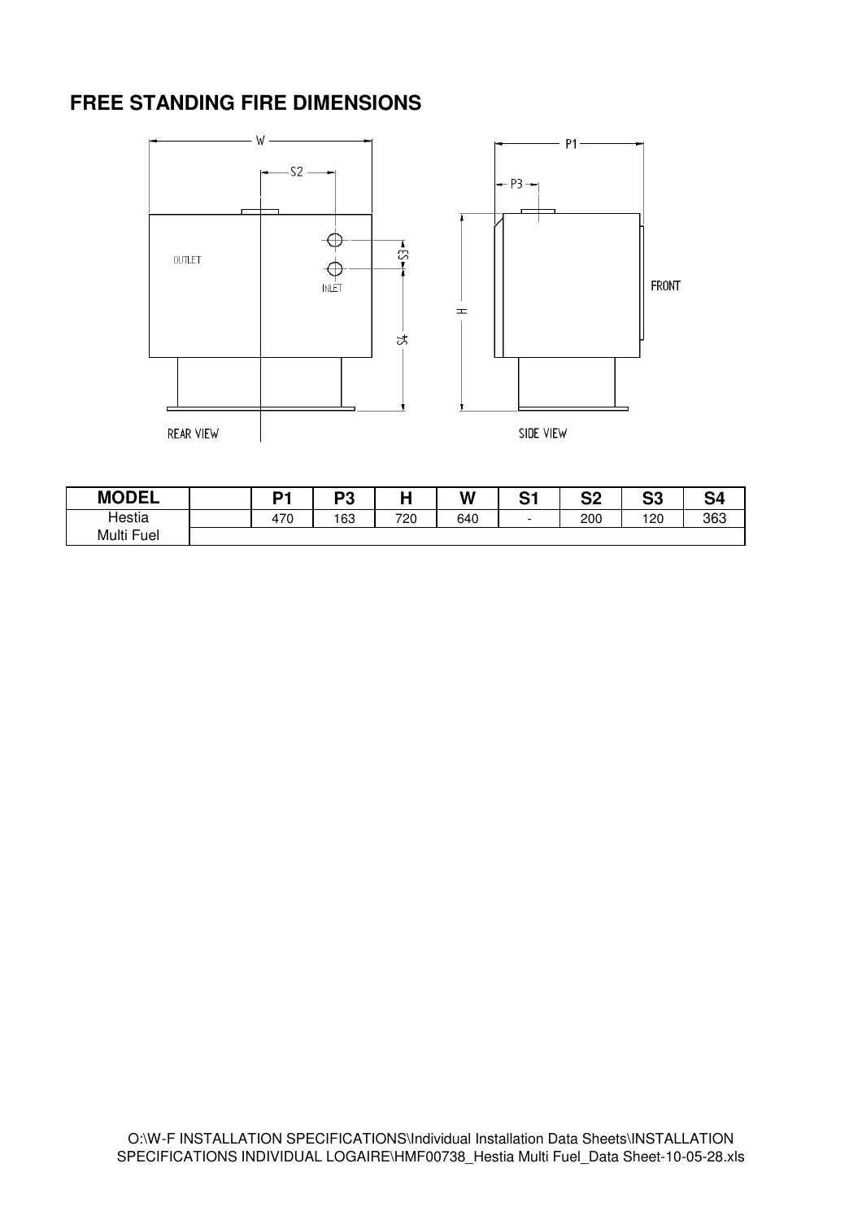## FREE STANDING FIRE DIMENSIONS

| MODEL | | P1 | P3 | H | W | S1 | S2 | S3 | S4 |
|---|---|---|---|---|---|---|---|---|---|
| Hestia Multi Fuel | | 470 | 163 | 720 | 640 | - | 200 | 120 | 363 |

O:\W-F INSTALLATION SPECIFICATIONS\Individual Installation Data Sheets\INSTALLATION SPECIFICATIONS INDIVIDUAL LOGAIRE\HMF00738_Hestia Multi Fuel_Data Sheet-10-05-28.xls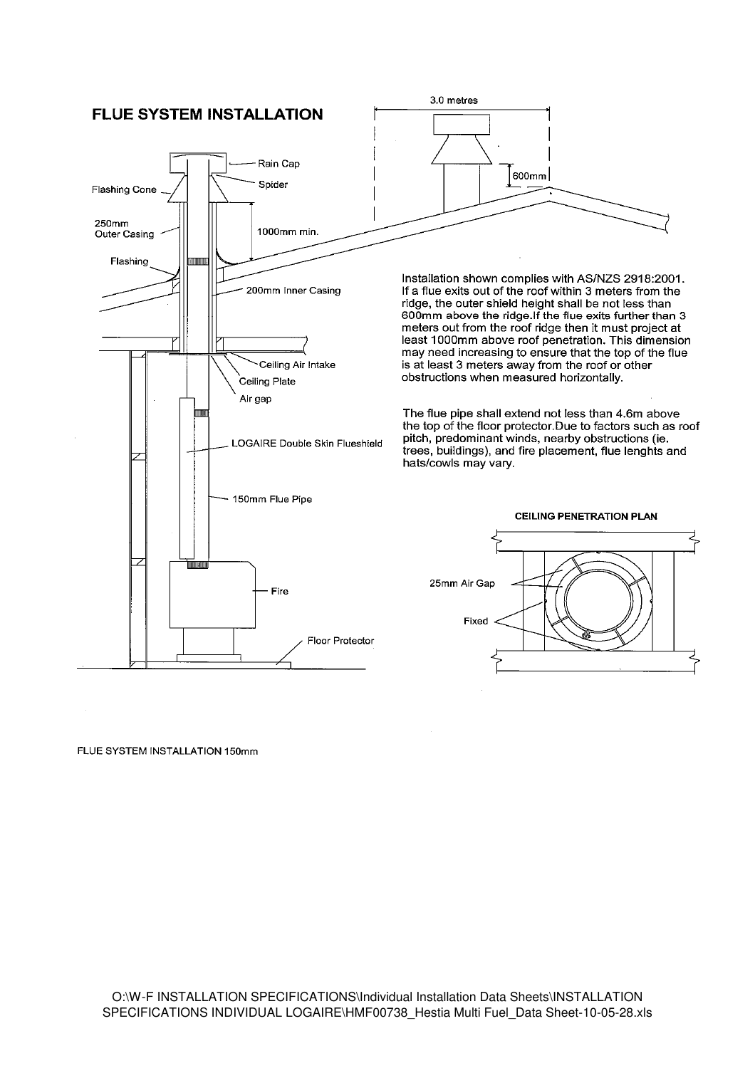# FLUE SYSTEM INSTALLATION

Rain Cap

Spider

Flashing Cone

250mm Outer Casing

1000mm min.

Flashing

200mm Inner Casing

Ceiling Air Intake

Ceiling Plate

Air gap

LOGAIRE Double Skin Flueshield

150mm Flue Pipe

Fire

Floor Protector

3.0 metres

600mm

Installation shown complies with AS/NZS 2918:2001. If a flue exits out of the roof within 3 meters from the ridge, the outer shield height shall be not less than 600mm above the ridge.If the flue exits further than 3 meters out from the roof ridge then it must project at least 1000mm above roof penetration. This dimension may need increasing to ensure that the top of the flue is at least 3 meters away from the roof or other obstructions when measured horizontally.

The flue pipe shall extend not less than 4.6m above the top of the floor protector.Due to factors such as roof pitch, predominant winds, nearby obstructions (ie. trees, buildings), and fire placement, flue lenghts and hats/cowls may vary.

**CEILING PENETRATION PLAN**

25mm Air Gap

Fixed

FLUE SYSTEM INSTALLATION 150mm

O:\W-F INSTALLATION SPECIFICATIONS\Individual Installation Data Sheets\INSTALLATION SPECIFICATIONS INDIVIDUAL LOGAIRE\HMF00738_Hestia Multi Fuel_Data Sheet-10-05-28.xls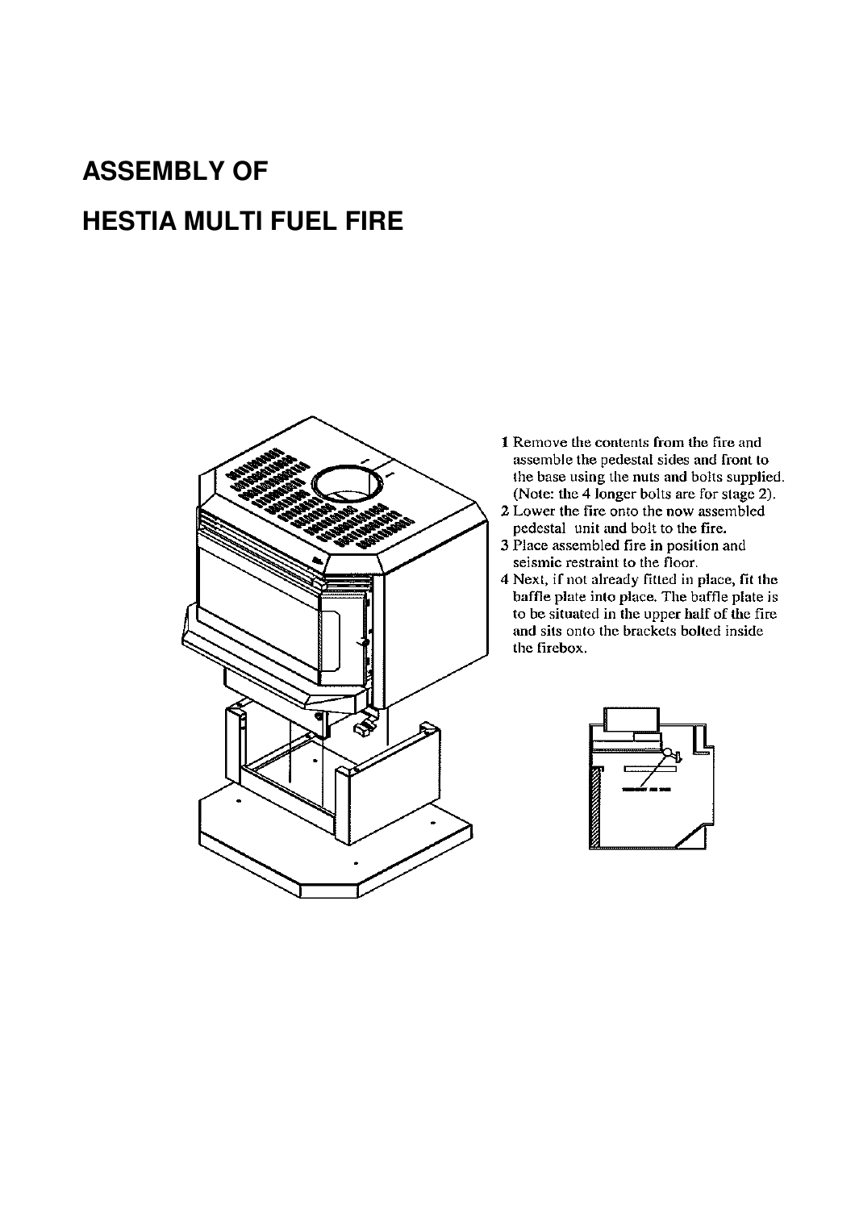# ASSEMBLY OF

# HESTIA MULTI FUEL FIRE

1. Remove the contents from the fire and assemble the pedestal sides and front to the base using the nuts and bolts supplied. (Note: the 4 longer bolts are for stage 2).
2. Lower the fire onto the now assembled pedestal unit and bolt to the fire.
3. Place assembled fire in position and seismic restraint to the floor.
4. Next, if not already fitted in place, fit the baffle plate into place. The baffle plate is to be situated in the upper half of the fire and sits onto the brackets bolted inside the firebox.